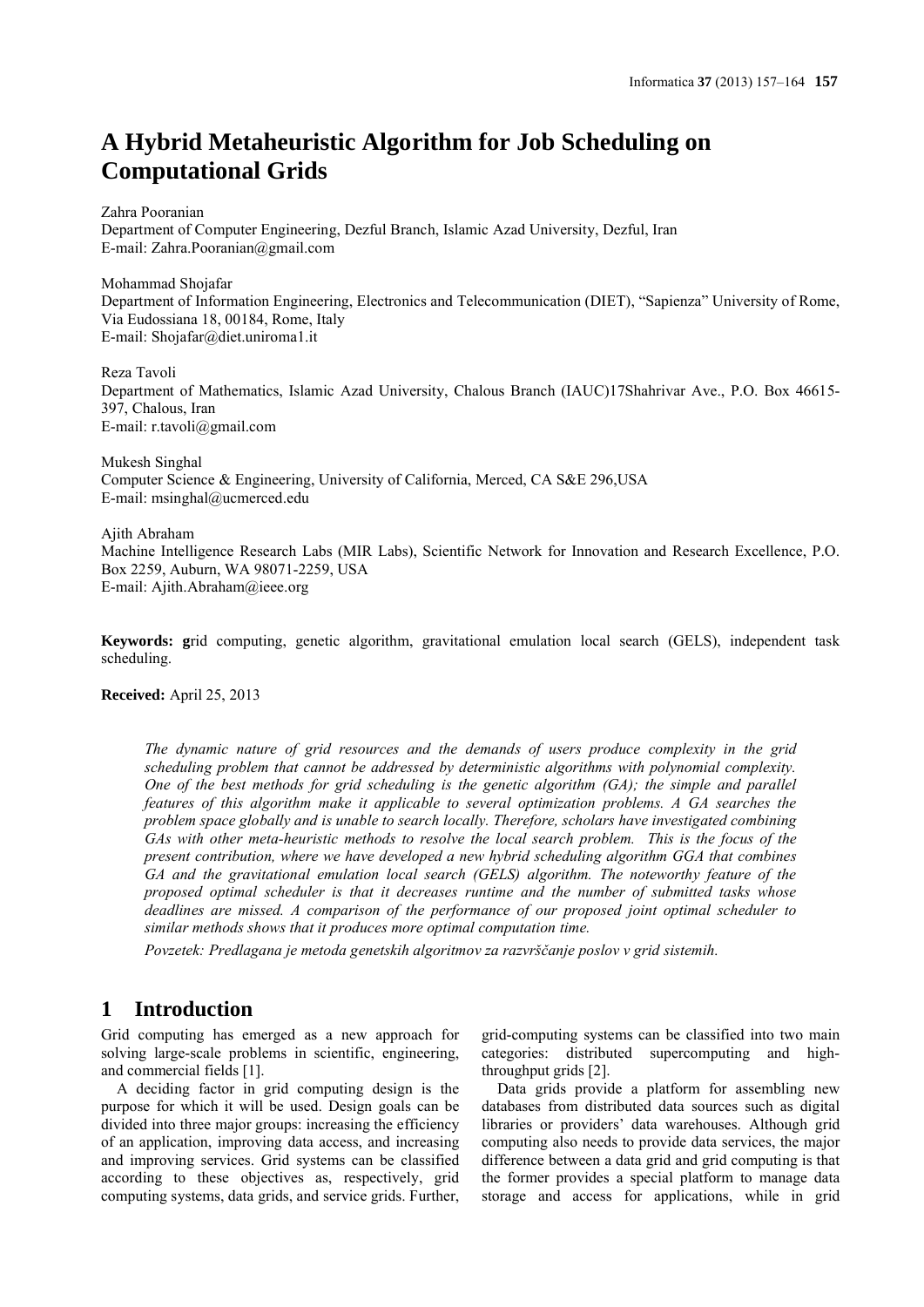# A Hybrid Metaheuristic Algorithm for Job Scheduling on Computational Grids

Zahra Pooranian
Department of Computer Engineering, Dezful Branch, Islamic Azad University, Dezful, Iran
E-mail: Zahra.Pooranian@gmail.com

Mohammad Shojafar
Department of Information Engineering, Electronics and Telecommunication (DIET), "Sapienza" University of Rome, Via Eudossiana 18, 00184, Rome, Italy
E-mail: Shojafar@diet.uniroma1.it

Reza Tavoli
Department of Mathematics, Islamic Azad University, Chalous Branch (IAUC)17Shahrivar Ave., P.O. Box 46615-397, Chalous, Iran
E-mail: r.tavoli@gmail.com

Mukesh Singhal
Computer Science & Engineering, University of California, Merced, CA S&E 296,USA
E-mail: msinghal@ucmerced.edu

Ajith Abraham
Machine Intelligence Research Labs (MIR Labs), Scientific Network for Innovation and Research Excellence, P.O. Box 2259, Auburn, WA 98071-2259, USA
E-mail: Ajith.Abraham@ieee.org

**Keywords: g**rid computing, genetic algorithm, gravitational emulation local search (GELS), independent task scheduling.

**Received:** April 25, 2013

*The dynamic nature of grid resources and the demands of users produce complexity in the grid scheduling problem that cannot be addressed by deterministic algorithms with polynomial complexity. One of the best methods for grid scheduling is the genetic algorithm (GA); the simple and parallel features of this algorithm make it applicable to several optimization problems. A GA searches the problem space globally and is unable to search locally. Therefore, scholars have investigated combining GAs with other meta-heuristic methods to resolve the local search problem. This is the focus of the present contribution, where we have developed a new hybrid scheduling algorithm GGA that combines GA and the gravitational emulation local search (GELS) algorithm. The noteworthy feature of the proposed optimal scheduler is that it decreases runtime and the number of submitted tasks whose deadlines are missed. A comparison of the performance of our proposed joint optimal scheduler to similar methods shows that it produces more optimal computation time.*

*Povzetek: Predlagana je metoda genetskih algoritmov za razvrščanje poslov v grid sistemih.*

## 1 Introduction

Grid computing has emerged as a new approach for solving large-scale problems in scientific, engineering, and commercial fields [1].

A deciding factor in grid computing design is the purpose for which it will be used. Design goals can be divided into three major groups: increasing the efficiency of an application, improving data access, and increasing and improving services. Grid systems can be classified according to these objectives as, respectively, grid computing systems, data grids, and service grids. Further, grid-computing systems can be classified into two main categories: distributed supercomputing and high-throughput grids [2].

Data grids provide a platform for assembling new databases from distributed data sources such as digital libraries or providers' data warehouses. Although grid computing also needs to provide data services, the major difference between a data grid and grid computing is that the former provides a special platform to manage data storage and access for applications, while in grid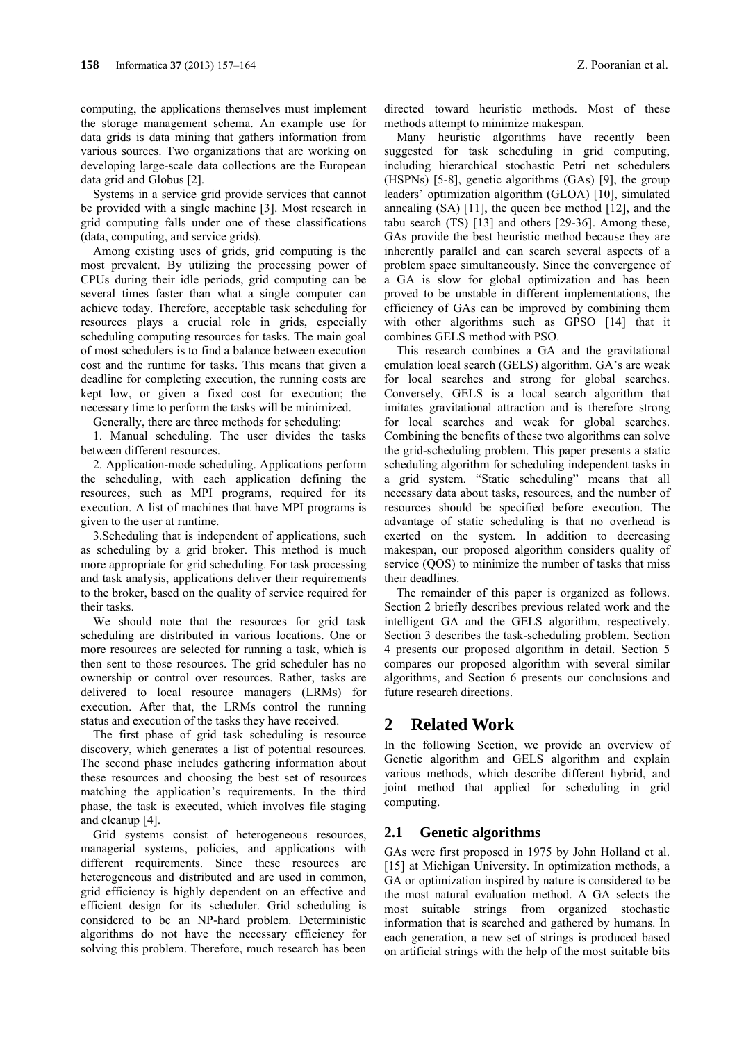computing, the applications themselves must implement the storage management schema. An example use for data grids is data mining that gathers information from various sources. Two organizations that are working on developing large-scale data collections are the European data grid and Globus [2].

Systems in a service grid provide services that cannot be provided with a single machine [3]. Most research in grid computing falls under one of these classifications (data, computing, and service grids).

Among existing uses of grids, grid computing is the most prevalent. By utilizing the processing power of CPUs during their idle periods, grid computing can be several times faster than what a single computer can achieve today. Therefore, acceptable task scheduling for resources plays a crucial role in grids, especially scheduling computing resources for tasks. The main goal of most schedulers is to find a balance between execution cost and the runtime for tasks. This means that given a deadline for completing execution, the running costs are kept low, or given a fixed cost for execution; the necessary time to perform the tasks will be minimized.

Generally, there are three methods for scheduling:

1. Manual scheduling. The user divides the tasks between different resources.

2. Application-mode scheduling. Applications perform the scheduling, with each application defining the resources, such as MPI programs, required for its execution. A list of machines that have MPI programs is given to the user at runtime.

3. Scheduling that is independent of applications, such as scheduling by a grid broker. This method is much more appropriate for grid scheduling. For task processing and task analysis, applications deliver their requirements to the broker, based on the quality of service required for their tasks.

We should note that the resources for grid task scheduling are distributed in various locations. One or more resources are selected for running a task, which is then sent to those resources. The grid scheduler has no ownership or control over resources. Rather, tasks are delivered to local resource managers (LRMs) for execution. After that, the LRMs control the running status and execution of the tasks they have received.

The first phase of grid task scheduling is resource discovery, which generates a list of potential resources. The second phase includes gathering information about these resources and choosing the best set of resources matching the application's requirements. In the third phase, the task is executed, which involves file staging and cleanup [4].

Grid systems consist of heterogeneous resources, managerial systems, policies, and applications with different requirements. Since these resources are heterogeneous and distributed and are used in common, grid efficiency is highly dependent on an effective and efficient design for its scheduler. Grid scheduling is considered to be an NP-hard problem. Deterministic algorithms do not have the necessary efficiency for solving this problem. Therefore, much research has been directed toward heuristic methods. Most of these methods attempt to minimize makespan.

Many heuristic algorithms have recently been suggested for task scheduling in grid computing, including hierarchical stochastic Petri net schedulers (HSPNs) [5-8], genetic algorithms (GAs) [9], the group leaders' optimization algorithm (GLOA) [10], simulated annealing (SA) [11], the queen bee method [12], and the tabu search (TS) [13] and others [29-36]. Among these, GAs provide the best heuristic method because they are inherently parallel and can search several aspects of a problem space simultaneously. Since the convergence of a GA is slow for global optimization and has been proved to be unstable in different implementations, the efficiency of GAs can be improved by combining them with other algorithms such as GPSO [14] that it combines GELS method with PSO.

This research combines a GA and the gravitational emulation local search (GELS) algorithm. GA's are weak for local searches and strong for global searches. Conversely, GELS is a local search algorithm that imitates gravitational attraction and is therefore strong for local searches and weak for global searches. Combining the benefits of these two algorithms can solve the grid-scheduling problem. This paper presents a static scheduling algorithm for scheduling independent tasks in a grid system. "Static scheduling" means that all necessary data about tasks, resources, and the number of resources should be specified before execution. The advantage of static scheduling is that no overhead is exerted on the system. In addition to decreasing makespan, our proposed algorithm considers quality of service (QOS) to minimize the number of tasks that miss their deadlines.

The remainder of this paper is organized as follows. Section 2 briefly describes previous related work and the intelligent GA and the GELS algorithm, respectively. Section 3 describes the task-scheduling problem. Section 4 presents our proposed algorithm in detail. Section 5 compares our proposed algorithm with several similar algorithms, and Section 6 presents our conclusions and future research directions.

# 2 Related Work

In the following Section, we provide an overview of Genetic algorithm and GELS algorithm and explain various methods, which describe different hybrid, and joint method that applied for scheduling in grid computing.

## 2.1 Genetic algorithms

GAs were first proposed in 1975 by John Holland et al. [15] at Michigan University. In optimization methods, a GA or optimization inspired by nature is considered to be the most natural evaluation method. A GA selects the most suitable strings from organized stochastic information that is searched and gathered by humans. In each generation, a new set of strings is produced based on artificial strings with the help of the most suitable bits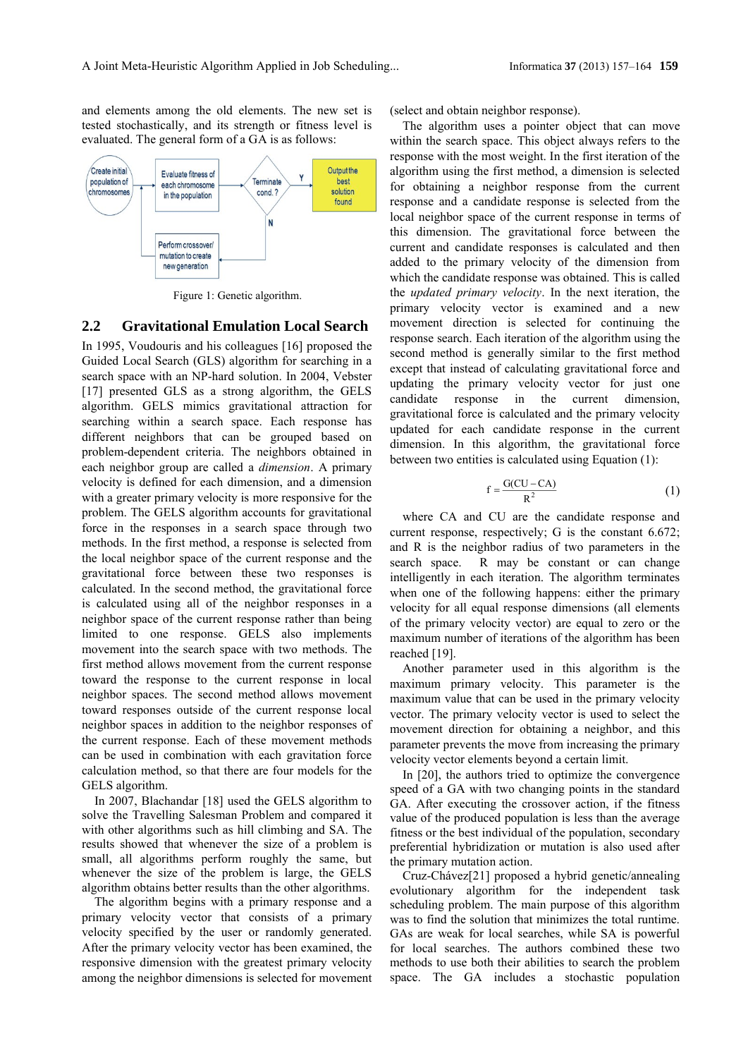and elements among the old elements. The new set is tested stochastically, and its strength or fitness level is evaluated. The general form of a GA is as follows:

Figure 1: Genetic algorithm.

## 2.2 Gravitational Emulation Local Search

In 1995, Voudouris and his colleagues [16] proposed the Guided Local Search (GLS) algorithm for searching in a search space with an NP-hard solution. In 2004, Vebster [17] presented GLS as a strong algorithm, the GELS algorithm. GELS mimics gravitational attraction for searching within a search space. Each response has different neighbors that can be grouped based on problem-dependent criteria. The neighbors obtained in each neighbor group are called a *dimension*. A primary velocity is defined for each dimension, and a dimension with a greater primary velocity is more responsive for the problem. The GELS algorithm accounts for gravitational force in the responses in a search space through two methods. In the first method, a response is selected from the local neighbor space of the current response and the gravitational force between these two responses is calculated. In the second method, the gravitational force is calculated using all of the neighbor responses in a neighbor space of the current response rather than being limited to one response. GELS also implements movement into the search space with two methods. The first method allows movement from the current response toward the response to the current response in local neighbor spaces. The second method allows movement toward responses outside of the current response local neighbor spaces in addition to the neighbor responses of the current response. Each of these movement methods can be used in combination with each gravitation force calculation method, so that there are four models for the GELS algorithm.

In 2007, Blachandar [18] used the GELS algorithm to solve the Travelling Salesman Problem and compared it with other algorithms such as hill climbing and SA. The results showed that whenever the size of a problem is small, all algorithms perform roughly the same, but whenever the size of the problem is large, the GELS algorithm obtains better results than the other algorithms.

The algorithm begins with a primary response and a primary velocity vector that consists of a primary velocity specified by the user or randomly generated. After the primary velocity vector has been examined, the responsive dimension with the greatest primary velocity among the neighbor dimensions is selected for movement (select and obtain neighbor response).

The algorithm uses a pointer object that can move within the search space. This object always refers to the response with the most weight. In the first iteration of the algorithm using the first method, a dimension is selected for obtaining a neighbor response from the current response and a candidate response is selected from the local neighbor space of the current response in terms of this dimension. The gravitational force between the current and candidate responses is calculated and then added to the primary velocity of the dimension from which the candidate response was obtained. This is called the *updated primary velocity*. In the next iteration, the primary velocity vector is examined and a new movement direction is selected for continuing the response search. Each iteration of the algorithm using the second method is generally similar to the first method except that instead of calculating gravitational force and updating the primary velocity vector for just one candidate response in the current dimension, gravitational force is calculated and the primary velocity updated for each candidate response in the current dimension. In this algorithm, the gravitational force between two entities is calculated using Equation (1):

$$f = \frac{G(CU - CA)}{R^2} \quad (1)$$

where CA and CU are the candidate response and current response, respectively; G is the constant 6.672; and R is the neighbor radius of two parameters in the search space. R may be constant or can change intelligently in each iteration. The algorithm terminates when one of the following happens: either the primary velocity for all equal response dimensions (all elements of the primary velocity vector) are equal to zero or the maximum number of iterations of the algorithm has been reached [19].

Another parameter used in this algorithm is the maximum primary velocity. This parameter is the maximum value that can be used in the primary velocity vector. The primary velocity vector is used to select the movement direction for obtaining a neighbor, and this parameter prevents the move from increasing the primary velocity vector elements beyond a certain limit.

In [20], the authors tried to optimize the convergence speed of a GA with two changing points in the standard GA. After executing the crossover action, if the fitness value of the produced population is less than the average fitness or the best individual of the population, secondary preferential hybridization or mutation is also used after the primary mutation action.

Cruz-Chávez[21] proposed a hybrid genetic/annealing evolutionary algorithm for the independent task scheduling problem. The main purpose of this algorithm was to find the solution that minimizes the total runtime. GAs are weak for local searches, while SA is powerful for local searches. The authors combined these two methods to use both their abilities to search the problem space. The GA includes a stochastic population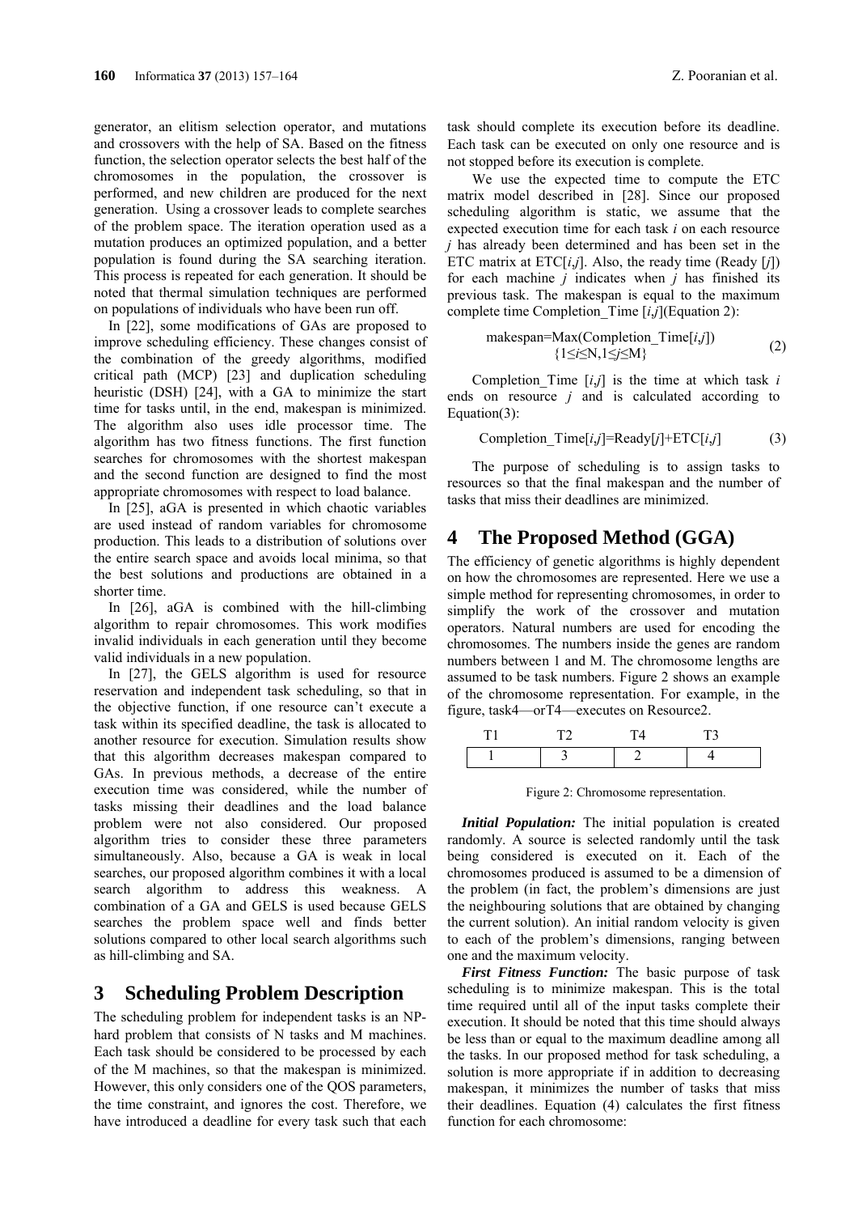generator, an elitism selection operator, and mutations and crossovers with the help of SA. Based on the fitness function, the selection operator selects the best half of the chromosomes in the population, the crossover is performed, and new children are produced for the next generation. Using a crossover leads to complete searches of the problem space. The iteration operation used as a mutation produces an optimized population, and a better population is found during the SA searching iteration. This process is repeated for each generation. It should be noted that thermal simulation techniques are performed on populations of individuals who have been run off.

In [22], some modifications of GAs are proposed to improve scheduling efficiency. These changes consist of the combination of the greedy algorithms, modified critical path (MCP) [23] and duplication scheduling heuristic (DSH) [24], with a GA to minimize the start time for tasks until, in the end, makespan is minimized. The algorithm also uses idle processor time. The algorithm has two fitness functions. The first function searches for chromosomes with the shortest makespan and the second function are designed to find the most appropriate chromosomes with respect to load balance.

In [25], aGA is presented in which chaotic variables are used instead of random variables for chromosome production. This leads to a distribution of solutions over the entire search space and avoids local minima, so that the best solutions and productions are obtained in a shorter time.

In [26], aGA is combined with the hill-climbing algorithm to repair chromosomes. This work modifies invalid individuals in each generation until they become valid individuals in a new population.

In [27], the GELS algorithm is used for resource reservation and independent task scheduling, so that in the objective function, if one resource can't execute a task within its specified deadline, the task is allocated to another resource for execution. Simulation results show that this algorithm decreases makespan compared to GAs. In previous methods, a decrease of the entire execution time was considered, while the number of tasks missing their deadlines and the load balance problem were not also considered. Our proposed algorithm tries to consider these three parameters simultaneously. Also, because a GA is weak in local searches, our proposed algorithm combines it with a local search algorithm to address this weakness. A combination of a GA and GELS is used because GELS searches the problem space well and finds better solutions compared to other local search algorithms such as hill-climbing and SA.

# 3 Scheduling Problem Description

The scheduling problem for independent tasks is an NP-hard problem that consists of N tasks and M machines. Each task should be considered to be processed by each of the M machines, so that the makespan is minimized. However, this only considers one of the QOS parameters, the time constraint, and ignores the cost. Therefore, we have introduced a deadline for every task such that each task should complete its execution before its deadline. Each task can be executed on only one resource and is not stopped before its execution is complete.

We use the expected time to compute the ETC matrix model described in [28]. Since our proposed scheduling algorithm is static, we assume that the expected execution time for each task $i$ on each resource $j$ has already been determined and has been set in the ETC matrix at ETC[$i$,$j$]. Also, the ready time (Ready [$j$]) for each machine $j$ indicates when $j$ has finished its previous task. The makespan is equal to the maximum complete time Completion_Time [$i$,$j$](Equation 2):

$$\text{makespan}=\text{Max}(\text{Completion\_Time}[i,j]) \quad \{1\leq i\leq N, 1\leq j\leq M\} \tag{2}$$

Completion_Time [$i$,$j$] is the time at which task $i$ ends on resource $j$ and is calculated according to Equation(3):

$$\text{Completion\_Time}[i,j]=\text{Ready}[j]+\text{ETC}[i,j] \tag{3}$$

The purpose of scheduling is to assign tasks to resources so that the final makespan and the number of tasks that miss their deadlines are minimized.

# 4 The Proposed Method (GGA)

The efficiency of genetic algorithms is highly dependent on how the chromosomes are represented. Here we use a simple method for representing chromosomes, in order to simplify the work of the crossover and mutation operators. Natural numbers are used for encoding the chromosomes. The numbers inside the genes are random numbers between 1 and M. The chromosome lengths are assumed to be task numbers. Figure 2 shows an example of the chromosome representation. For example, in the figure, task4—orT4—executes on Resource2.

| T1 | T2 | T4 | T3 |
|---|---|---|---|
| 1 | 3 | 2 | 4 |

Figure 2: Chromosome representation.

***Initial Population:*** The initial population is created randomly. A source is selected randomly until the task being considered is executed on it. Each of the chromosomes produced is assumed to be a dimension of the problem (in fact, the problem's dimensions are just the neighbouring solutions that are obtained by changing the current solution). An initial random velocity is given to each of the problem's dimensions, ranging between one and the maximum velocity.

***First Fitness Function:*** The basic purpose of task scheduling is to minimize makespan. This is the total time required until all of the input tasks complete their execution. It should be noted that this time should always be less than or equal to the maximum deadline among all the tasks. In our proposed method for task scheduling, a solution is more appropriate if in addition to decreasing makespan, it minimizes the number of tasks that miss their deadlines. Equation (4) calculates the first fitness function for each chromosome: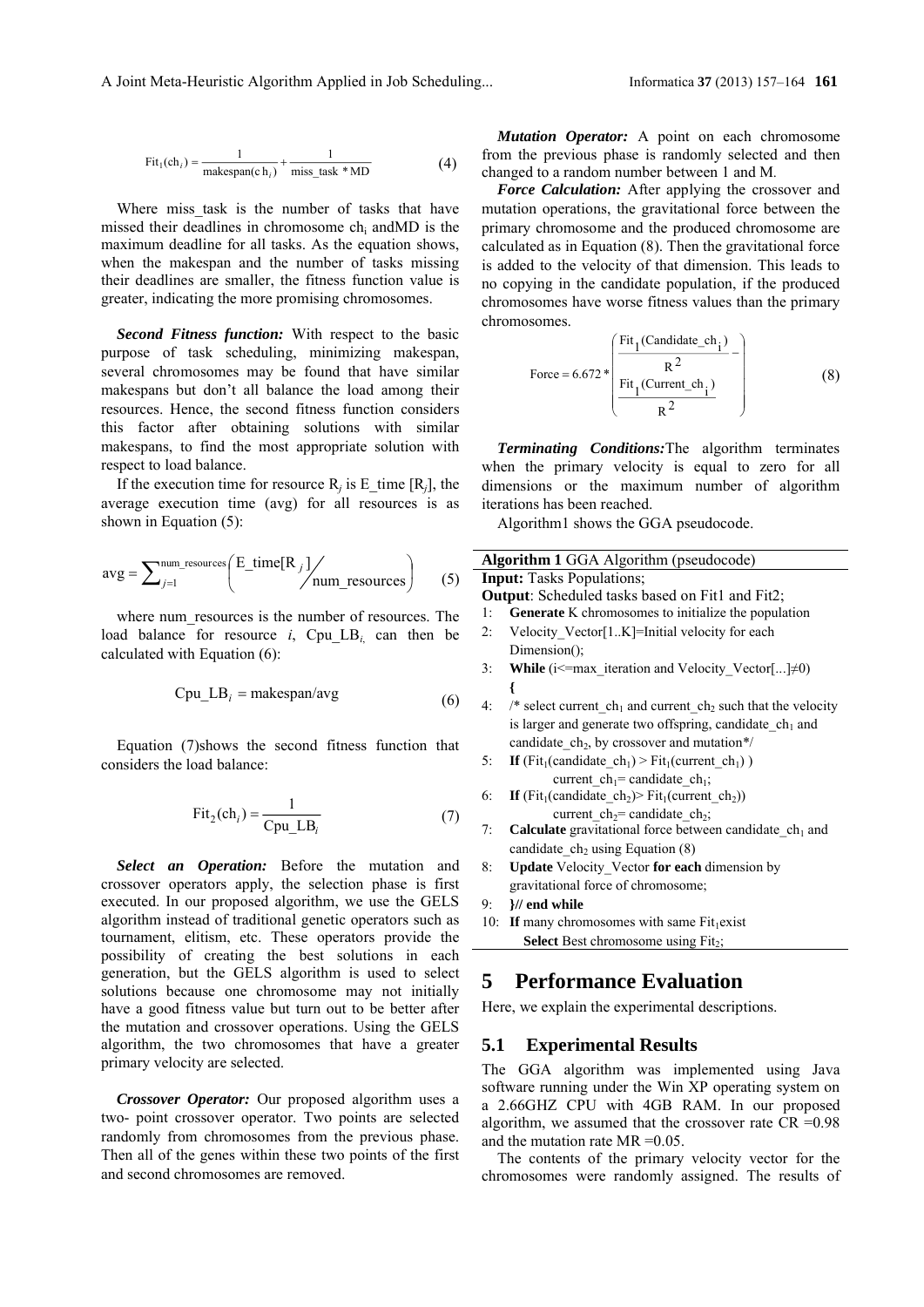$$\mathrm{Fit}_1(\mathrm{ch}_i) = \frac{1}{\mathrm{makespan}(\mathrm{ch}_i)} + \frac{1}{\mathrm{miss\_task} * \mathrm{MD}} \quad (4)$$

Where miss_task is the number of tasks that have missed their deadlines in chromosome $ch_i$ andMD is the maximum deadline for all tasks. As the equation shows, when the makespan and the number of tasks missing their deadlines are smaller, the fitness function value is greater, indicating the more promising chromosomes.

***Second Fitness function:*** With respect to the basic purpose of task scheduling, minimizing makespan, several chromosomes may be found that have similar makespans but don't all balance the load among their resources. Hence, the second fitness function considers this factor after obtaining solutions with similar makespans, to find the most appropriate solution with respect to load balance.

If the execution time for resource $R_j$ is E_time [$R_j$], the average execution time (avg) for all resources is as shown in Equation (5):

$$\mathrm{avg} = \sum_{j=1}^{\mathrm{num\_resources}} \left( \mathrm{E\_time}[\mathrm{R}_j] \Big/ \mathrm{num\_resources} \right) \quad (5)$$

where num_resources is the number of resources. The load balance for resource *i*, $\mathrm{Cpu\_LB}_i$, can then be calculated with Equation (6):

$$\mathrm{Cpu\_LB}_i = \mathrm{makespan}/\mathrm{avg} \quad (6)$$

Equation (7)shows the second fitness function that considers the load balance:

$$\mathrm{Fit}_2(\mathrm{ch}_i) = \frac{1}{\mathrm{Cpu\_LB}_i} \quad (7)$$

***Select an Operation:*** Before the mutation and crossover operators apply, the selection phase is first executed. In our proposed algorithm, we use the GELS algorithm instead of traditional genetic operators such as tournament, elitism, etc. These operators provide the possibility of creating the best solutions in each generation, but the GELS algorithm is used to select solutions because one chromosome may not initially have a good fitness value but turn out to be better after the mutation and crossover operations. Using the GELS algorithm, the two chromosomes that have a greater primary velocity are selected.

***Crossover Operator:*** Our proposed algorithm uses a two- point crossover operator. Two points are selected randomly from chromosomes from the previous phase. Then all of the genes within these two points of the first and second chromosomes are removed.

***Mutation Operator:*** A point on each chromosome from the previous phase is randomly selected and then changed to a random number between 1 and M.

***Force Calculation:*** After applying the crossover and mutation operations, the gravitational force between the primary chromosome and the produced chromosome are calculated as in Equation (8). Then the gravitational force is added to the velocity of that dimension. This leads to no copying in the candidate population, if the produced chromosomes have worse fitness values than the primary chromosomes.

$$\mathrm{Force} = 6.672 * \left( \frac{\mathrm{Fit}_1(\mathrm{Candidate\_ch}_i)}{\mathrm{R}^2} - \frac{\mathrm{Fit}_1(\mathrm{Current\_ch}_i)}{\mathrm{R}^2} \right) \quad (8)$$

***Terminating Conditions:***The algorithm terminates when the primary velocity is equal to zero for all dimensions or the maximum number of algorithm iterations has been reached.

Algorithm1 shows the GGA pseudocode.

**Algorithm 1** GGA Algorithm (pseudocode)

**Input:** Tasks Populations;
**Output**: Scheduled tasks based on Fit1 and Fit2;

```
1:  Generate K chromosomes to initialize the population
2:  Velocity_Vector[1..K]=Initial velocity for each
    Dimension();
3:  While (i<=max_iteration and Velocity_Vector[...]≠0)
    {
4:  /* select current_ch1 and current_ch2 such that the velocity
    is larger and generate two offspring, candidate_ch1 and
    candidate_ch2, by crossover and mutation*/
5:  If (Fit1(candidate_ch1) > Fit1(current_ch1) )
        current_ch1= candidate_ch1;
6:  If (Fit1(candidate_ch2)> Fit1(current_ch2))
        current_ch2= candidate_ch2;
7:  Calculate gravitational force between candidate_ch1 and
    candidate_ch2 using Equation (8)
8:  Update Velocity_Vector for each dimension by
    gravitational force of chromosome;
9:  }// end while
10: If many chromosomes with same Fit1exist
        Select Best chromosome using Fit2;
```

# 5 Performance Evaluation

Here, we explain the experimental descriptions.

## 5.1 Experimental Results

The GGA algorithm was implemented using Java software running under the Win XP operating system on a 2.66GHZ CPU with 4GB RAM. In our proposed algorithm, we assumed that the crossover rate CR =0.98 and the mutation rate MR =0.05.

The contents of the primary velocity vector for the chromosomes were randomly assigned. The results of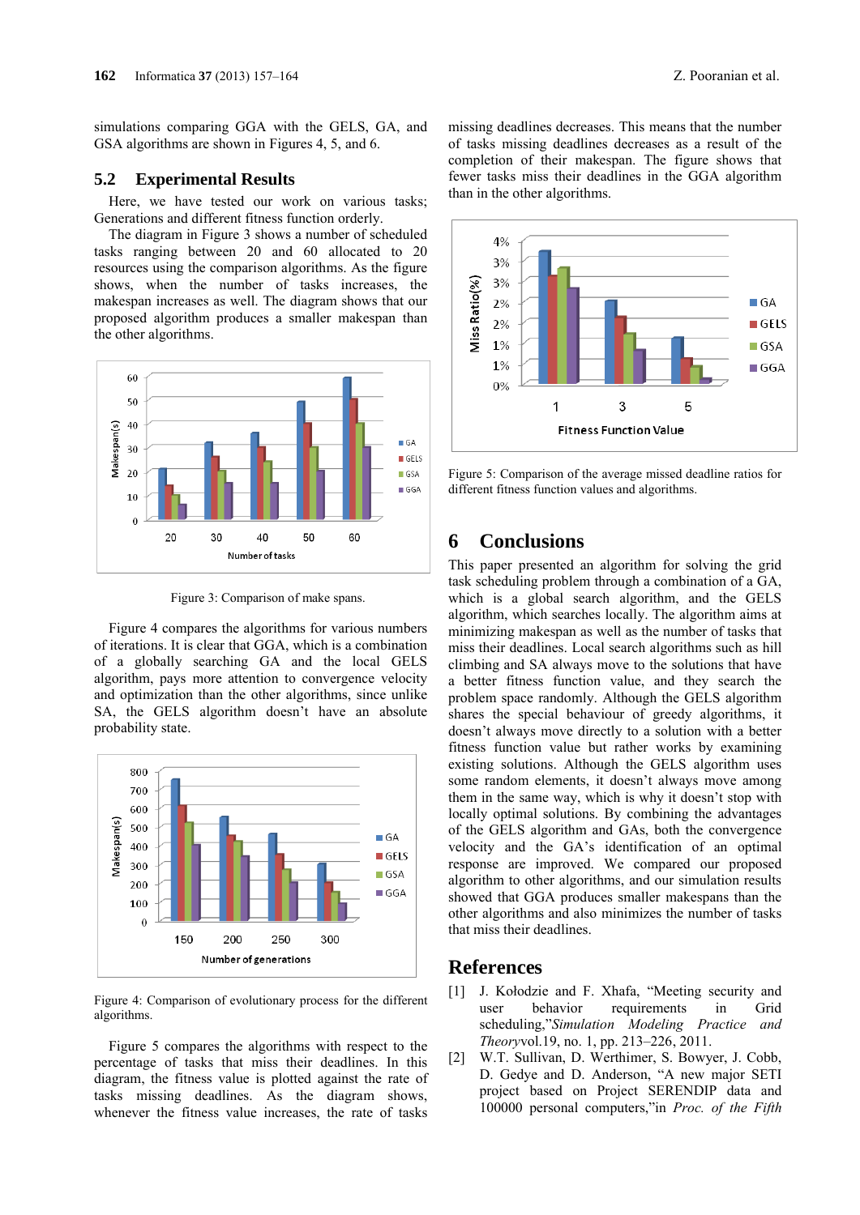simulations comparing GGA with the GELS, GA, and GSA algorithms are shown in Figures 4, 5, and 6.

## 5.2 Experimental Results

Here, we have tested our work on various tasks; Generations and different fitness function orderly.

The diagram in Figure 3 shows a number of scheduled tasks ranging between 20 and 60 allocated to 20 resources using the comparison algorithms. As the figure shows, when the number of tasks increases, the makespan increases as well. The diagram shows that our proposed algorithm produces a smaller makespan than the other algorithms.

Figure 3: Comparison of make spans.

Figure 4 compares the algorithms for various numbers of iterations. It is clear that GGA, which is a combination of a globally searching GA and the local GELS algorithm, pays more attention to convergence velocity and optimization than the other algorithms, since unlike SA, the GELS algorithm doesn't have an absolute probability state.

Figure 4: Comparison of evolutionary process for the different algorithms.

Figure 5 compares the algorithms with respect to the percentage of tasks that miss their deadlines. In this diagram, the fitness value is plotted against the rate of tasks missing deadlines. As the diagram shows, whenever the fitness value increases, the rate of tasks missing deadlines decreases. This means that the number of tasks missing deadlines decreases as a result of the completion of their makespan. The figure shows that fewer tasks miss their deadlines in the GGA algorithm than in the other algorithms.

Figure 5: Comparison of the average missed deadline ratios for different fitness function values and algorithms.

# 6 Conclusions

This paper presented an algorithm for solving the grid task scheduling problem through a combination of a GA, which is a global search algorithm, and the GELS algorithm, which searches locally. The algorithm aims at minimizing makespan as well as the number of tasks that miss their deadlines. Local search algorithms such as hill climbing and SA always move to the solutions that have a better fitness function value, and they search the problem space randomly. Although the GELS algorithm shares the special behaviour of greedy algorithms, it doesn't always move directly to a solution with a better fitness function value but rather works by examining existing solutions. Although the GELS algorithm uses some random elements, it doesn't always move among them in the same way, which is why it doesn't stop with locally optimal solutions. By combining the advantages of the GELS algorithm and GAs, both the convergence velocity and the GA's identification of an optimal response are improved. We compared our proposed algorithm to other algorithms, and our simulation results showed that GGA produces smaller makespans than the other algorithms and also minimizes the number of tasks that miss their deadlines.

# References

[1] J. Kołodzie and F. Xhafa, "Meeting security and user behavior requirements in Grid scheduling,"*Simulation Modeling Practice and Theory*vol.19, no. 1, pp. 213–226, 2011.

[2] W.T. Sullivan, D. Werthimer, S. Bowyer, J. Cobb, D. Gedye and D. Anderson, "A new major SETI project based on Project SERENDIP data and 100000 personal computers,"in *Proc. of the Fifth*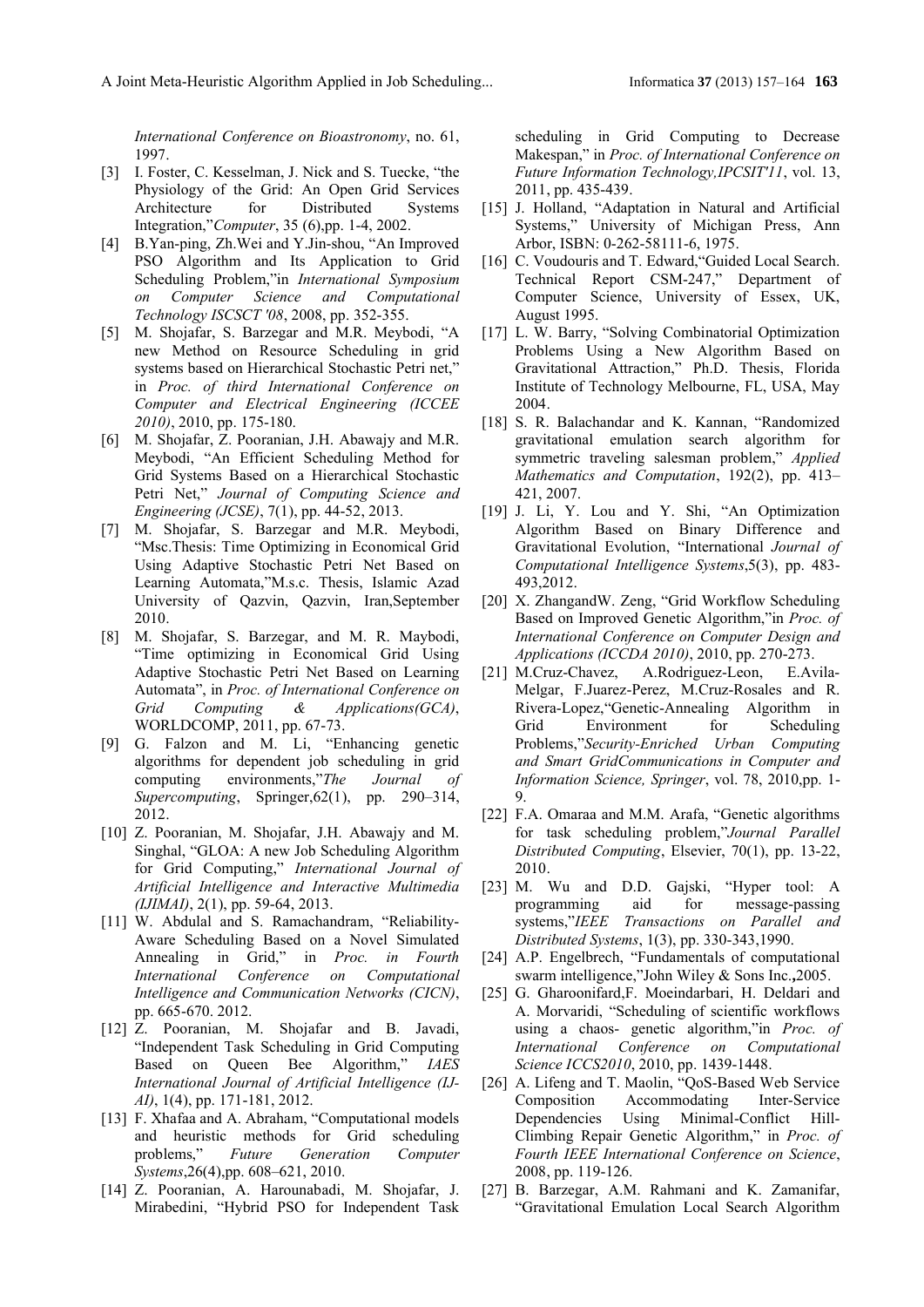*International Conference on Bioastronomy*, no. 61, 1997.

[3] I. Foster, C. Kesselman, J. Nick and S. Tuecke, "the Physiology of the Grid: An Open Grid Services Architecture for Distributed Systems Integration,"*Computer*, 35 (6),pp. 1-4, 2002.

[4] B.Yan-ping, Zh.Wei and Y.Jin-shou, "An Improved PSO Algorithm and Its Application to Grid Scheduling Problem,"in *International Symposium on Computer Science and Computational Technology ISCSCT '08*, 2008, pp. 352-355.

[5] M. Shojafar, S. Barzegar and M.R. Meybodi, "A new Method on Resource Scheduling in grid systems based on Hierarchical Stochastic Petri net," in *Proc. of third International Conference on Computer and Electrical Engineering (ICCEE 2010)*, 2010, pp. 175-180.

[6] M. Shojafar, Z. Pooranian, J.H. Abawajy and M.R. Meybodi, "An Efficient Scheduling Method for Grid Systems Based on a Hierarchical Stochastic Petri Net," *Journal of Computing Science and Engineering (JCSE)*, 7(1), pp. 44-52, 2013.

[7] M. Shojafar, S. Barzegar and M.R. Meybodi, "Msc.Thesis: Time Optimizing in Economical Grid Using Adaptive Stochastic Petri Net Based on Learning Automata,"M.s.c. Thesis, Islamic Azad University of Qazvin, Qazvin, Iran,September 2010.

[8] M. Shojafar, S. Barzegar, and M. R. Maybodi, "Time optimizing in Economical Grid Using Adaptive Stochastic Petri Net Based on Learning Automata", in *Proc. of International Conference on Grid Computing & Applications(GCA)*, WORLDCOMP, 2011, pp. 67-73.

[9] G. Falzon and M. Li, "Enhancing genetic algorithms for dependent job scheduling in grid computing environments,"*The Journal of Supercomputing*, Springer,62(1), pp. 290–314, 2012.

[10] Z. Pooranian, M. Shojafar, J.H. Abawajy and M. Singhal, "GLOA: A new Job Scheduling Algorithm for Grid Computing," *International Journal of Artificial Intelligence and Interactive Multimedia (IJIMAI)*, 2(1), pp. 59-64, 2013.

[11] W. Abdulal and S. Ramachandram, "Reliability-Aware Scheduling Based on a Novel Simulated Annealing in Grid," in *Proc. in Fourth International Conference on Computational Intelligence and Communication Networks (CICN)*, pp. 665-670. 2012.

[12] Z. Pooranian, M. Shojafar and B. Javadi, "Independent Task Scheduling in Grid Computing Based on Queen Bee Algorithm," *IAES International Journal of Artificial Intelligence (IJ-AI)*, 1(4), pp. 171-181, 2012.

[13] F. Xhafaa and A. Abraham, "Computational models and heuristic methods for Grid scheduling problems," *Future Generation Computer Systems*,26(4),pp. 608–621, 2010.

[14] Z. Pooranian, A. Harounabadi, M. Shojafar, J. Mirabedini, "Hybrid PSO for Independent Task scheduling in Grid Computing to Decrease Makespan," in *Proc. of International Conference on Future Information Technology,IPCSIT'11*, vol. 13, 2011, pp. 435-439.

[15] J. Holland, "Adaptation in Natural and Artificial Systems," University of Michigan Press, Ann Arbor, ISBN: 0-262-58111-6, 1975.

[16] C. Voudouris and T. Edward,"Guided Local Search. Technical Report CSM-247," Department of Computer Science, University of Essex, UK, August 1995.

[17] L. W. Barry, "Solving Combinatorial Optimization Problems Using a New Algorithm Based on Gravitational Attraction," Ph.D. Thesis, Florida Institute of Technology Melbourne, FL, USA, May 2004.

[18] S. R. Balachandar and K. Kannan, "Randomized gravitational emulation search algorithm for symmetric traveling salesman problem," *Applied Mathematics and Computation*, 192(2), pp. 413–421, 2007.

[19] J. Li, Y. Lou and Y. Shi, "An Optimization Algorithm Based on Binary Difference and Gravitational Evolution, "International *Journal of Computational Intelligence Systems*,5(3), pp. 483-493,2012.

[20] X. ZhangandW. Zeng, "Grid Workflow Scheduling Based on Improved Genetic Algorithm,"in *Proc. of International Conference on Computer Design and Applications (ICCDA 2010)*, 2010, pp. 270-273.

[21] M.Cruz-Chavez, A.Rodriguez-Leon, E.Avila-Melgar, F.Juarez-Perez, M.Cruz-Rosales and R. Rivera-Lopez,"Genetic-Annealing Algorithm in Grid Environment for Scheduling Problems,"*Security-Enriched Urban Computing and Smart GridCommunications in Computer and Information Science, Springer*, vol. 78, 2010,pp. 1-9.

[22] F.A. Omaraa and M.M. Arafa, "Genetic algorithms for task scheduling problem,"*Journal Parallel Distributed Computing*, Elsevier, 70(1), pp. 13-22, 2010.

[23] M. Wu and D.D. Gajski, "Hyper tool: A programming aid for message-passing systems,"*IEEE Transactions on Parallel and Distributed Systems*, 1(3), pp. 330-343,1990.

[24] A.P. Engelbrech, "Fundamentals of computational swarm intelligence,"John Wiley & Sons Inc.**,**2005.

[25] G. Gharoonifard,F. Moeindarbari, H. Deldari and A. Morvaridi, "Scheduling of scientific workflows using a chaos- genetic algorithm,"in *Proc. of International Conference on Computational Science ICCS2010*, 2010, pp. 1439-1448.

[26] A. Lifeng and T. Maolin, "QoS-Based Web Service Composition Accommodating Inter-Service Dependencies Using Minimal-Conflict Hill-Climbing Repair Genetic Algorithm," in *Proc. of Fourth IEEE International Conference on Science*, 2008, pp. 119-126.

[27] B. Barzegar, A.M. Rahmani and K. Zamanifar, "Gravitational Emulation Local Search Algorithm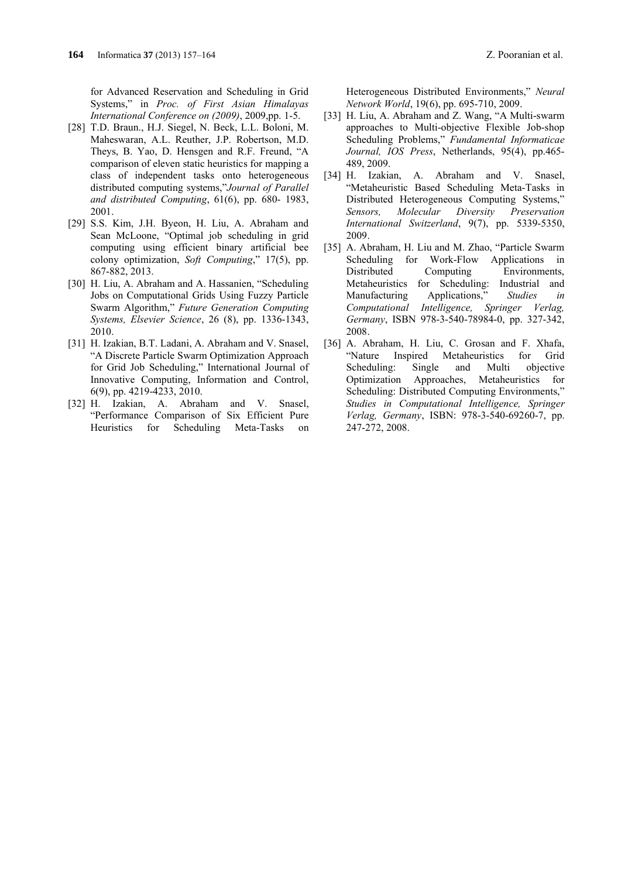for Advanced Reservation and Scheduling in Grid Systems," in *Proc. of First Asian Himalayas International Conference on (2009)*, 2009,pp. 1-5.

[28] T.D. Braun., H.J. Siegel, N. Beck, L.L. Boloni, M. Maheswaran, A.L. Reuther, J.P. Robertson, M.D. Theys, B. Yao, D. Hensgen and R.F. Freund, "A comparison of eleven static heuristics for mapping a class of independent tasks onto heterogeneous distributed computing systems,"*Journal of Parallel and distributed Computing*, 61(6), pp. 680- 1983, 2001.

[29] S.S. Kim, J.H. Byeon, H. Liu, A. Abraham and Sean McLoone, "Optimal job scheduling in grid computing using efficient binary artificial bee colony optimization, *Soft Computing*," 17(5), pp. 867-882, 2013.

[30] H. Liu, A. Abraham and A. Hassanien, "Scheduling Jobs on Computational Grids Using Fuzzy Particle Swarm Algorithm," *Future Generation Computing Systems, Elsevier Science*, 26 (8), pp. 1336-1343, 2010.

[31] H. Izakian, B.T. Ladani, A. Abraham and V. Snasel, "A Discrete Particle Swarm Optimization Approach for Grid Job Scheduling," International Journal of Innovative Computing, Information and Control, 6(9), pp. 4219-4233, 2010.

[32] H. Izakian, A. Abraham and V. Snasel, "Performance Comparison of Six Efficient Pure Heuristics for Scheduling Meta-Tasks on Heterogeneous Distributed Environments," *Neural Network World*, 19(6), pp. 695-710, 2009.

[33] H. Liu, A. Abraham and Z. Wang, "A Multi-swarm approaches to Multi-objective Flexible Job-shop Scheduling Problems," *Fundamental Informaticae Journal, IOS Press*, Netherlands, 95(4), pp.465-489, 2009.

[34] H. Izakian, A. Abraham and V. Snasel, "Metaheuristic Based Scheduling Meta-Tasks in Distributed Heterogeneous Computing Systems," *Sensors, Molecular Diversity Preservation International Switzerland*, 9(7), pp. 5339-5350, 2009.

[35] A. Abraham, H. Liu and M. Zhao, "Particle Swarm Scheduling for Work-Flow Applications in Distributed Computing Environments, Metaheuristics for Scheduling: Industrial and Manufacturing Applications," *Studies in Computational Intelligence, Springer Verlag, Germany*, ISBN 978-3-540-78984-0, pp. 327-342, 2008.

[36] A. Abraham, H. Liu, C. Grosan and F. Xhafa, "Nature Inspired Metaheuristics for Grid Scheduling: Single and Multi objective Optimization Approaches, Metaheuristics for Scheduling: Distributed Computing Environments," *Studies in Computational Intelligence, Springer Verlag, Germany*, ISBN: 978-3-540-69260-7, pp. 247-272, 2008.